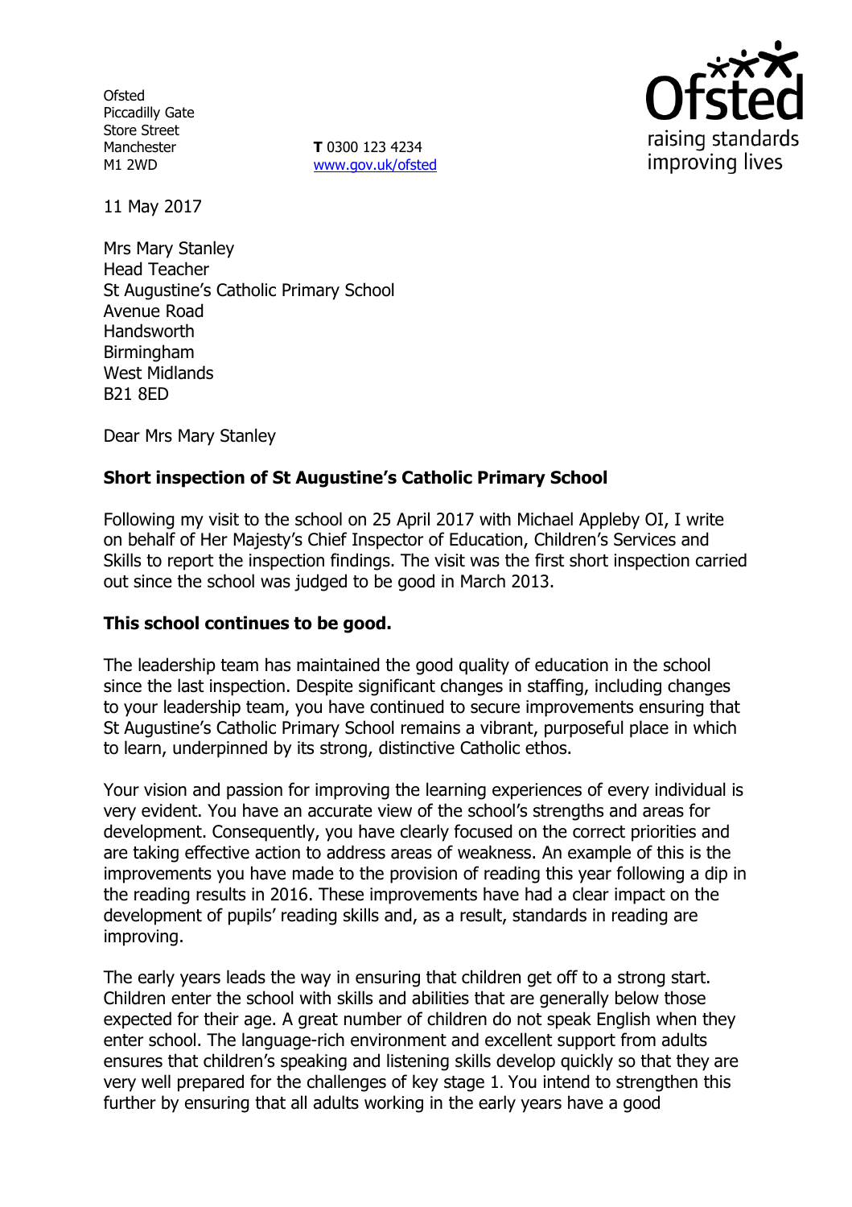Ofsted
Piccadilly Gate
Store Street
Manchester
M1 2WD

**T** 0300 123 4234
www.gov.uk/ofsted

11 May 2017

Mrs Mary Stanley
Head Teacher
St Augustine's Catholic Primary School
Avenue Road
Handsworth
Birmingham
West Midlands
B21 8ED

Dear Mrs Mary Stanley

**Short inspection of St Augustine's Catholic Primary School**

Following my visit to the school on 25 April 2017 with Michael Appleby OI, I write on behalf of Her Majesty's Chief Inspector of Education, Children's Services and Skills to report the inspection findings. The visit was the first short inspection carried out since the school was judged to be good in March 2013.

**This school continues to be good.**

The leadership team has maintained the good quality of education in the school since the last inspection. Despite significant changes in staffing, including changes to your leadership team, you have continued to secure improvements ensuring that St Augustine's Catholic Primary School remains a vibrant, purposeful place in which to learn, underpinned by its strong, distinctive Catholic ethos.

Your vision and passion for improving the learning experiences of every individual is very evident. You have an accurate view of the school's strengths and areas for development. Consequently, you have clearly focused on the correct priorities and are taking effective action to address areas of weakness. An example of this is the improvements you have made to the provision of reading this year following a dip in the reading results in 2016. These improvements have had a clear impact on the development of pupils' reading skills and, as a result, standards in reading are improving.

The early years leads the way in ensuring that children get off to a strong start. Children enter the school with skills and abilities that are generally below those expected for their age. A great number of children do not speak English when they enter school. The language-rich environment and excellent support from adults ensures that children's speaking and listening skills develop quickly so that they are very well prepared for the challenges of key stage 1. You intend to strengthen this further by ensuring that all adults working in the early years have a good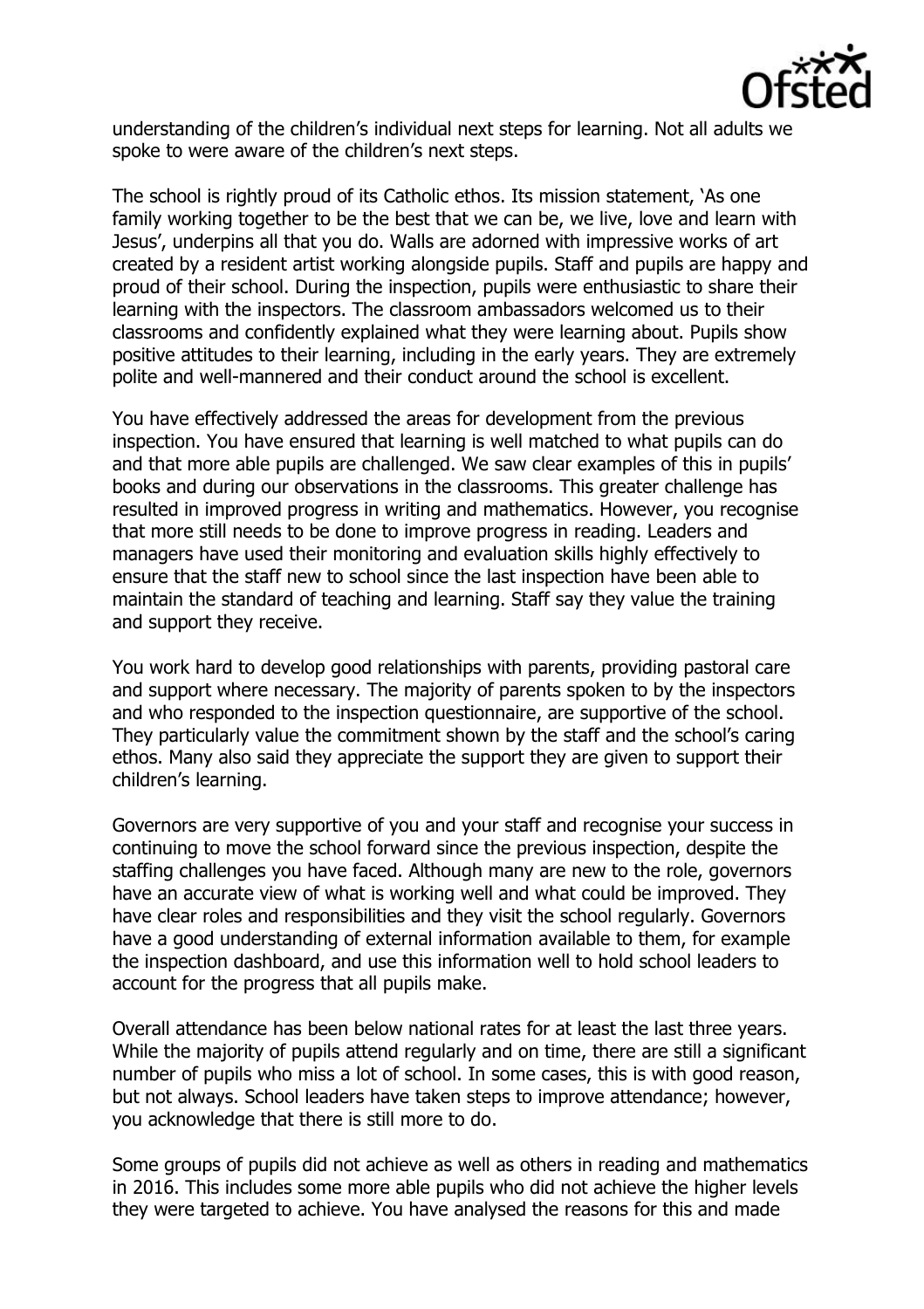understanding of the children's individual next steps for learning. Not all adults we spoke to were aware of the children's next steps.

The school is rightly proud of its Catholic ethos. Its mission statement, 'As one family working together to be the best that we can be, we live, love and learn with Jesus', underpins all that you do. Walls are adorned with impressive works of art created by a resident artist working alongside pupils. Staff and pupils are happy and proud of their school. During the inspection, pupils were enthusiastic to share their learning with the inspectors. The classroom ambassadors welcomed us to their classrooms and confidently explained what they were learning about. Pupils show positive attitudes to their learning, including in the early years. They are extremely polite and well-mannered and their conduct around the school is excellent.

You have effectively addressed the areas for development from the previous inspection. You have ensured that learning is well matched to what pupils can do and that more able pupils are challenged. We saw clear examples of this in pupils' books and during our observations in the classrooms. This greater challenge has resulted in improved progress in writing and mathematics. However, you recognise that more still needs to be done to improve progress in reading. Leaders and managers have used their monitoring and evaluation skills highly effectively to ensure that the staff new to school since the last inspection have been able to maintain the standard of teaching and learning. Staff say they value the training and support they receive.

You work hard to develop good relationships with parents, providing pastoral care and support where necessary. The majority of parents spoken to by the inspectors and who responded to the inspection questionnaire, are supportive of the school. They particularly value the commitment shown by the staff and the school's caring ethos. Many also said they appreciate the support they are given to support their children's learning.

Governors are very supportive of you and your staff and recognise your success in continuing to move the school forward since the previous inspection, despite the staffing challenges you have faced. Although many are new to the role, governors have an accurate view of what is working well and what could be improved. They have clear roles and responsibilities and they visit the school regularly. Governors have a good understanding of external information available to them, for example the inspection dashboard, and use this information well to hold school leaders to account for the progress that all pupils make.

Overall attendance has been below national rates for at least the last three years. While the majority of pupils attend regularly and on time, there are still a significant number of pupils who miss a lot of school. In some cases, this is with good reason, but not always. School leaders have taken steps to improve attendance; however, you acknowledge that there is still more to do.

Some groups of pupils did not achieve as well as others in reading and mathematics in 2016. This includes some more able pupils who did not achieve the higher levels they were targeted to achieve. You have analysed the reasons for this and made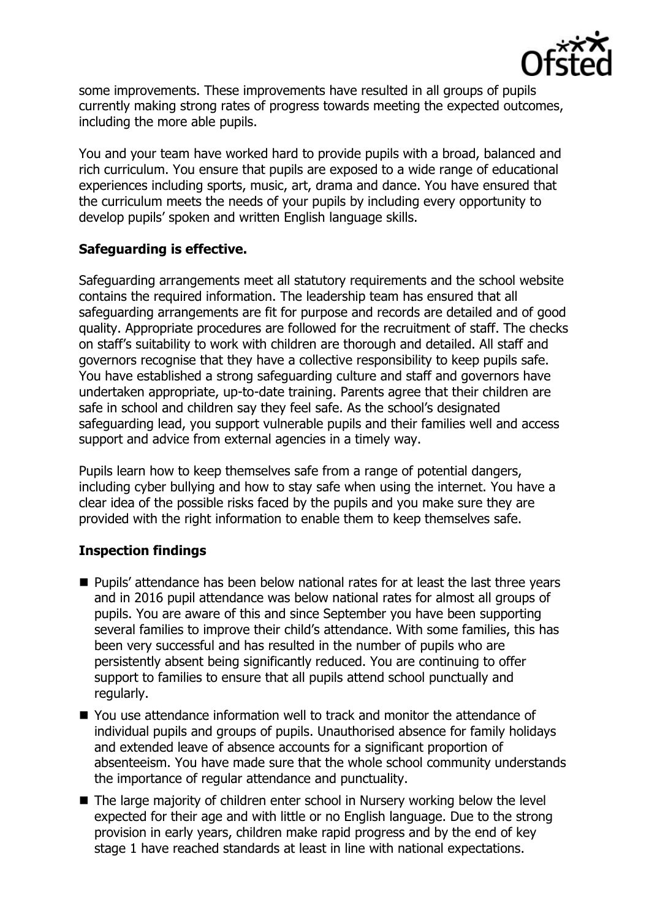some improvements. These improvements have resulted in all groups of pupils currently making strong rates of progress towards meeting the expected outcomes, including the more able pupils.

You and your team have worked hard to provide pupils with a broad, balanced and rich curriculum. You ensure that pupils are exposed to a wide range of educational experiences including sports, music, art, drama and dance. You have ensured that the curriculum meets the needs of your pupils by including every opportunity to develop pupils' spoken and written English language skills.

**Safeguarding is effective.**

Safeguarding arrangements meet all statutory requirements and the school website contains the required information. The leadership team has ensured that all safeguarding arrangements are fit for purpose and records are detailed and of good quality. Appropriate procedures are followed for the recruitment of staff. The checks on staff's suitability to work with children are thorough and detailed. All staff and governors recognise that they have a collective responsibility to keep pupils safe. You have established a strong safeguarding culture and staff and governors have undertaken appropriate, up-to-date training. Parents agree that their children are safe in school and children say they feel safe. As the school's designated safeguarding lead, you support vulnerable pupils and their families well and access support and advice from external agencies in a timely way.

Pupils learn how to keep themselves safe from a range of potential dangers, including cyber bullying and how to stay safe when using the internet. You have a clear idea of the possible risks faced by the pupils and you make sure they are provided with the right information to enable them to keep themselves safe.

**Inspection findings**

- Pupils' attendance has been below national rates for at least the last three years and in 2016 pupil attendance was below national rates for almost all groups of pupils. You are aware of this and since September you have been supporting several families to improve their child's attendance. With some families, this has been very successful and has resulted in the number of pupils who are persistently absent being significantly reduced. You are continuing to offer support to families to ensure that all pupils attend school punctually and regularly.
- You use attendance information well to track and monitor the attendance of individual pupils and groups of pupils. Unauthorised absence for family holidays and extended leave of absence accounts for a significant proportion of absenteeism. You have made sure that the whole school community understands the importance of regular attendance and punctuality.
- The large majority of children enter school in Nursery working below the level expected for their age and with little or no English language. Due to the strong provision in early years, children make rapid progress and by the end of key stage 1 have reached standards at least in line with national expectations.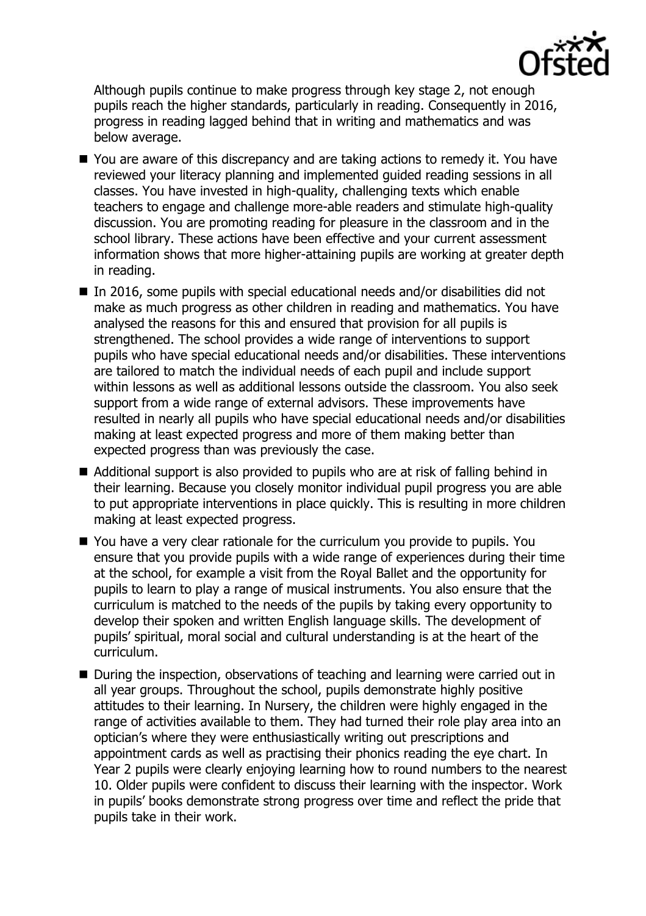Although pupils continue to make progress through key stage 2, not enough pupils reach the higher standards, particularly in reading. Consequently in 2016, progress in reading lagged behind that in writing and mathematics and was below average.

- You are aware of this discrepancy and are taking actions to remedy it. You have reviewed your literacy planning and implemented guided reading sessions in all classes. You have invested in high-quality, challenging texts which enable teachers to engage and challenge more-able readers and stimulate high-quality discussion. You are promoting reading for pleasure in the classroom and in the school library. These actions have been effective and your current assessment information shows that more higher-attaining pupils are working at greater depth in reading.
- In 2016, some pupils with special educational needs and/or disabilities did not make as much progress as other children in reading and mathematics. You have analysed the reasons for this and ensured that provision for all pupils is strengthened. The school provides a wide range of interventions to support pupils who have special educational needs and/or disabilities. These interventions are tailored to match the individual needs of each pupil and include support within lessons as well as additional lessons outside the classroom. You also seek support from a wide range of external advisors. These improvements have resulted in nearly all pupils who have special educational needs and/or disabilities making at least expected progress and more of them making better than expected progress than was previously the case.
- Additional support is also provided to pupils who are at risk of falling behind in their learning. Because you closely monitor individual pupil progress you are able to put appropriate interventions in place quickly. This is resulting in more children making at least expected progress.
- You have a very clear rationale for the curriculum you provide to pupils. You ensure that you provide pupils with a wide range of experiences during their time at the school, for example a visit from the Royal Ballet and the opportunity for pupils to learn to play a range of musical instruments. You also ensure that the curriculum is matched to the needs of the pupils by taking every opportunity to develop their spoken and written English language skills. The development of pupils' spiritual, moral social and cultural understanding is at the heart of the curriculum.
- During the inspection, observations of teaching and learning were carried out in all year groups. Throughout the school, pupils demonstrate highly positive attitudes to their learning. In Nursery, the children were highly engaged in the range of activities available to them. They had turned their role play area into an optician's where they were enthusiastically writing out prescriptions and appointment cards as well as practising their phonics reading the eye chart. In Year 2 pupils were clearly enjoying learning how to round numbers to the nearest 10. Older pupils were confident to discuss their learning with the inspector. Work in pupils' books demonstrate strong progress over time and reflect the pride that pupils take in their work.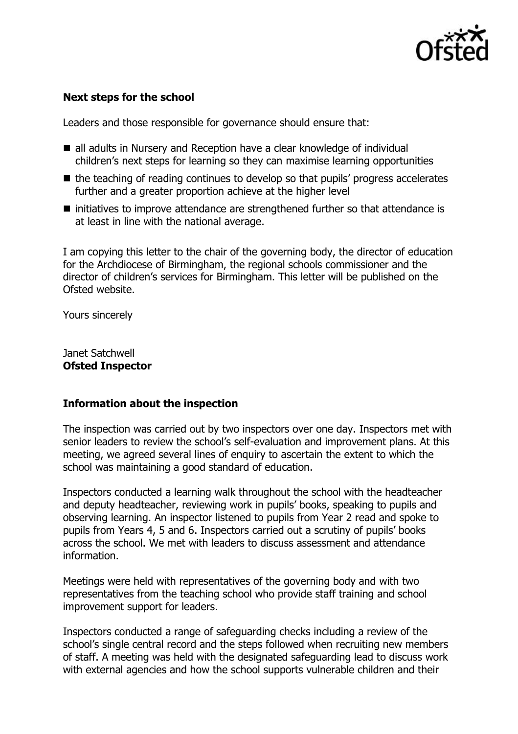**Next steps for the school**

Leaders and those responsible for governance should ensure that:

- all adults in Nursery and Reception have a clear knowledge of individual children's next steps for learning so they can maximise learning opportunities
- the teaching of reading continues to develop so that pupils' progress accelerates further and a greater proportion achieve at the higher level
- initiatives to improve attendance are strengthened further so that attendance is at least in line with the national average.

I am copying this letter to the chair of the governing body, the director of education for the Archdiocese of Birmingham, the regional schools commissioner and the director of children's services for Birmingham. This letter will be published on the Ofsted website.

Yours sincerely

Janet Satchwell
**Ofsted Inspector**

**Information about the inspection**

The inspection was carried out by two inspectors over one day. Inspectors met with senior leaders to review the school's self-evaluation and improvement plans. At this meeting, we agreed several lines of enquiry to ascertain the extent to which the school was maintaining a good standard of education.

Inspectors conducted a learning walk throughout the school with the headteacher and deputy headteacher, reviewing work in pupils' books, speaking to pupils and observing learning. An inspector listened to pupils from Year 2 read and spoke to pupils from Years 4, 5 and 6. Inspectors carried out a scrutiny of pupils' books across the school. We met with leaders to discuss assessment and attendance information.

Meetings were held with representatives of the governing body and with two representatives from the teaching school who provide staff training and school improvement support for leaders.

Inspectors conducted a range of safeguarding checks including a review of the school's single central record and the steps followed when recruiting new members of staff. A meeting was held with the designated safeguarding lead to discuss work with external agencies and how the school supports vulnerable children and their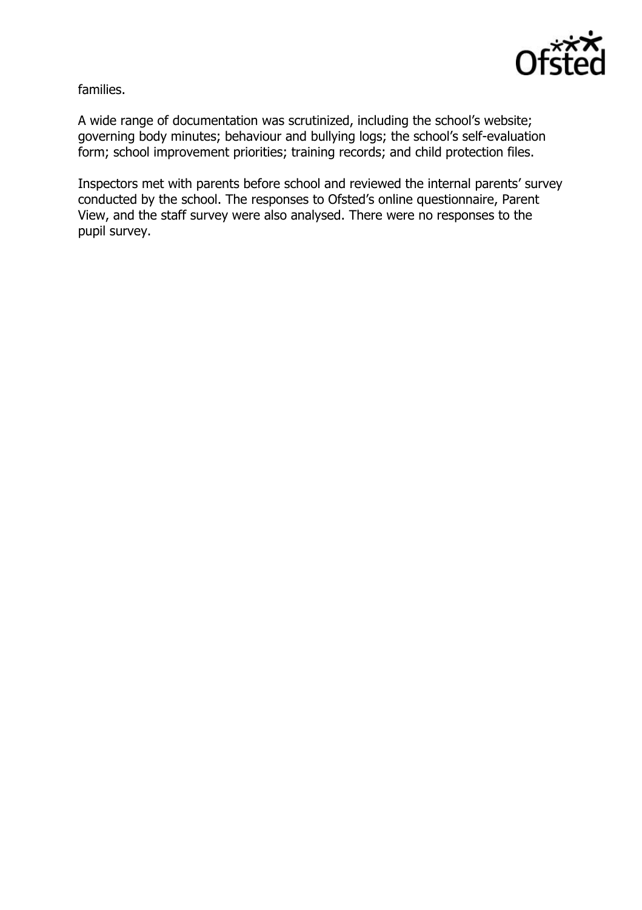families.

A wide range of documentation was scrutinized, including the school's website; governing body minutes; behaviour and bullying logs; the school's self-evaluation form; school improvement priorities; training records; and child protection files.

Inspectors met with parents before school and reviewed the internal parents' survey conducted by the school. The responses to Ofsted's online questionnaire, Parent View, and the staff survey were also analysed. There were no responses to the pupil survey.